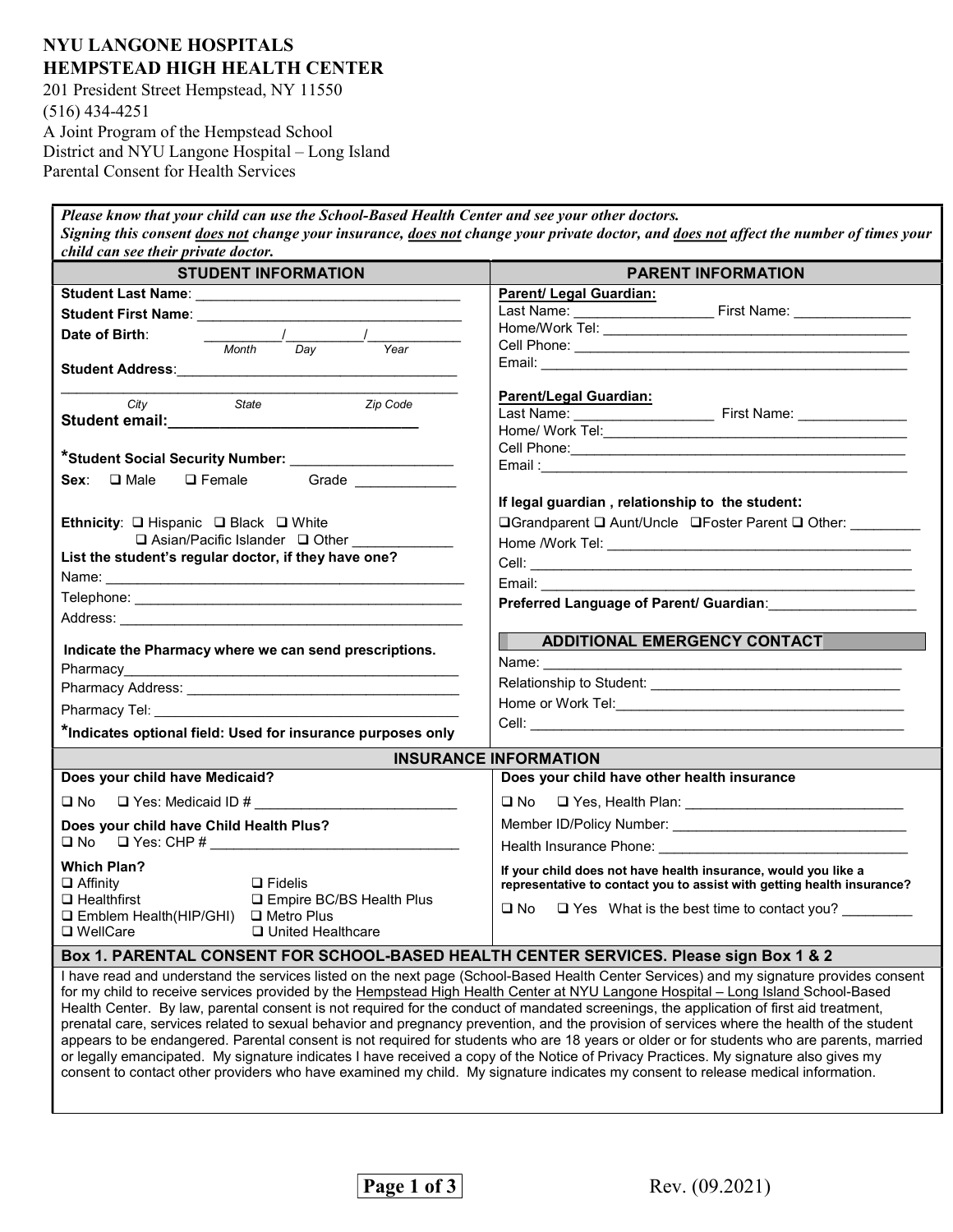**NYU LANGONE HOSPITALS**
**HEMPSTEAD HIGH HEALTH CENTER**

201 President Street Hempstead, NY 11550
(516) 434-4251
A Joint Program of the Hempstead School District and NYU Langone Hospital – Long Island
Parental Consent for Health Services

***Please know that your child can use the School-Based Health Center and see your other doctors.***
***Signing this consent does not change your insurance, does not change your private doctor, and does not affect the number of times your child can see their private doctor.***

## STUDENT INFORMATION

**Student Last Name**: ______________________________

**Student First Name**: ______________________________

**Date of Birth**: _________/_________/___________ (Month / Day / Year)

**Student Address**: ______________________________

______________________________ (City / State / Zip Code)

**Student email:** ______________________________

***Student Social Security Number:** ____________________

**Sex**: ❑ Male ❑ Female Grade ____________

**Ethnicity**: ❑ Hispanic ❑ Black ❑ White ❑ Asian/Pacific Islander ❑ Other ____________

**List the student's regular doctor, if they have one?**

Name: ______________________________

Telephone: ______________________________

Address: ______________________________

**Indicate the Pharmacy where we can send prescriptions.**

Pharmacy ______________________________

Pharmacy Address: ______________________________

Pharmacy Tel: ______________________________

***Indicates optional field: Used for insurance purposes only**

## PARENT INFORMATION

**Parent/ Legal Guardian:**

Last Name: __________________ First Name: _______________

Home/Work Tel: ______________________________

Cell Phone: ______________________________

Email: ______________________________

**Parent/Legal Guardian:**

Last Name: __________________ First Name: _____________

Home/ Work Tel: ______________________________

Cell Phone: ______________________________

Email : ______________________________

**If legal guardian , relationship to the student:**

❑Grandparent ❑ Aunt/Uncle ❑Foster Parent ❑ Other: _________

Home /Work Tel: ______________________________

Cell: ______________________________

Email: ______________________________

**Preferred Language of Parent/ Guardian**: ___________________

### ADDITIONAL EMERGENCY CONTACT

Name: ______________________________

Relationship to Student: ______________________________

Home or Work Tel: ______________________________

Cell: ______________________________

## INSURANCE INFORMATION

**Does your child have Medicaid?**

❑ No ❑ Yes: Medicaid ID # __________________________

**Does your child have Child Health Plus?**

❑ No ❑ Yes: CHP # ________________________________

**Which Plan?**

❑ Affinity ❑ Fidelis
❑ Healthfirst ❑ Empire BC/BS Health Plus
❑ Emblem Health(HIP/GHI) ❑ Metro Plus
❑ WellCare ❑ United Healthcare

**Does your child have other health insurance**

❑ No ❑ Yes, Health Plan: ____________________________

Member ID/Policy Number: ______________________________

Health Insurance Phone: ______________________________

**If your child does not have health insurance, would you like a representative to contact you to assist with getting health insurance?**

❑ No ❑ Yes What is the best time to contact you? _________

## Box 1. PARENTAL CONSENT FOR SCHOOL-BASED HEALTH CENTER SERVICES. Please sign Box 1 & 2

I have read and understand the services listed on the next page (School-Based Health Center Services) and my signature provides consent for my child to receive services provided by the Hempstead High Health Center at NYU Langone Hospital – Long Island School-Based Health Center. By law, parental consent is not required for the conduct of mandated screenings, the application of first aid treatment, prenatal care, services related to sexual behavior and pregnancy prevention, and the provision of services where the health of the student appears to be endangered. Parental consent is not required for students who are 18 years or older or for students who are parents, married or legally emancipated. My signature indicates I have received a copy of the Notice of Privacy Practices. My signature also gives my consent to contact other providers who have examined my child. My signature indicates my consent to release medical information.

Rev. (09.2021)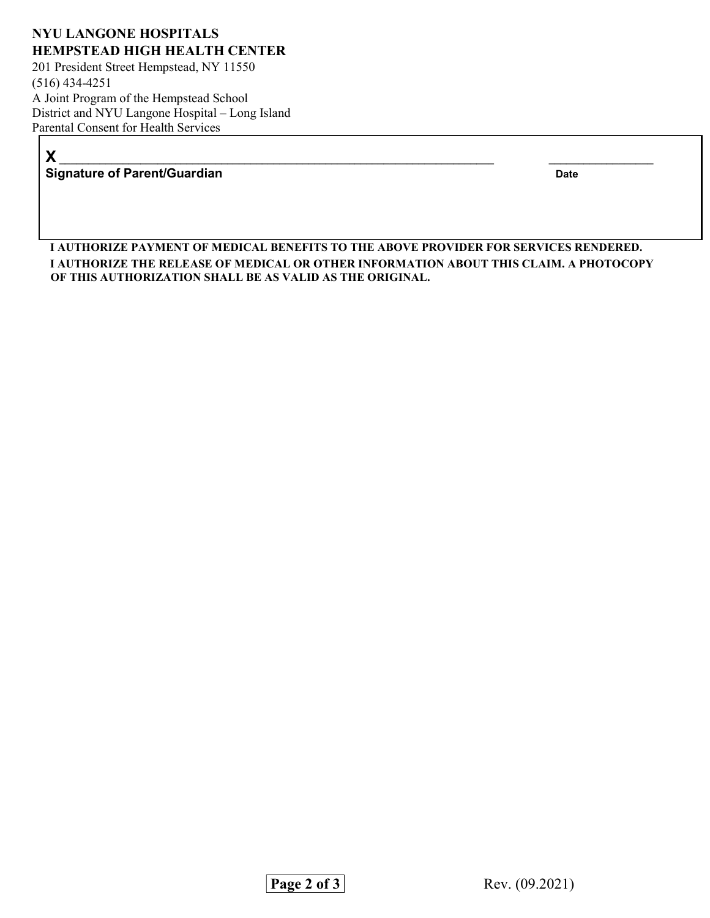**NYU LANGONE HOSPITALS**
**HEMPSTEAD HIGH HEALTH CENTER**
201 President Street Hempstead, NY 11550
(516) 434-4251
A Joint Program of the Hempstead School District and NYU Langone Hospital – Long Island
Parental Consent for Health Services

**X** ______________________________________________ ________________
**Signature of Parent/Guardian** **Date**

**I AUTHORIZE PAYMENT OF MEDICAL BENEFITS TO THE ABOVE PROVIDER FOR SERVICES RENDERED.**
**I AUTHORIZE THE RELEASE OF MEDICAL OR OTHER INFORMATION ABOUT THIS CLAIM. A PHOTOCOPY OF THIS AUTHORIZATION SHALL BE AS VALID AS THE ORIGINAL.**

Rev. (09.2021)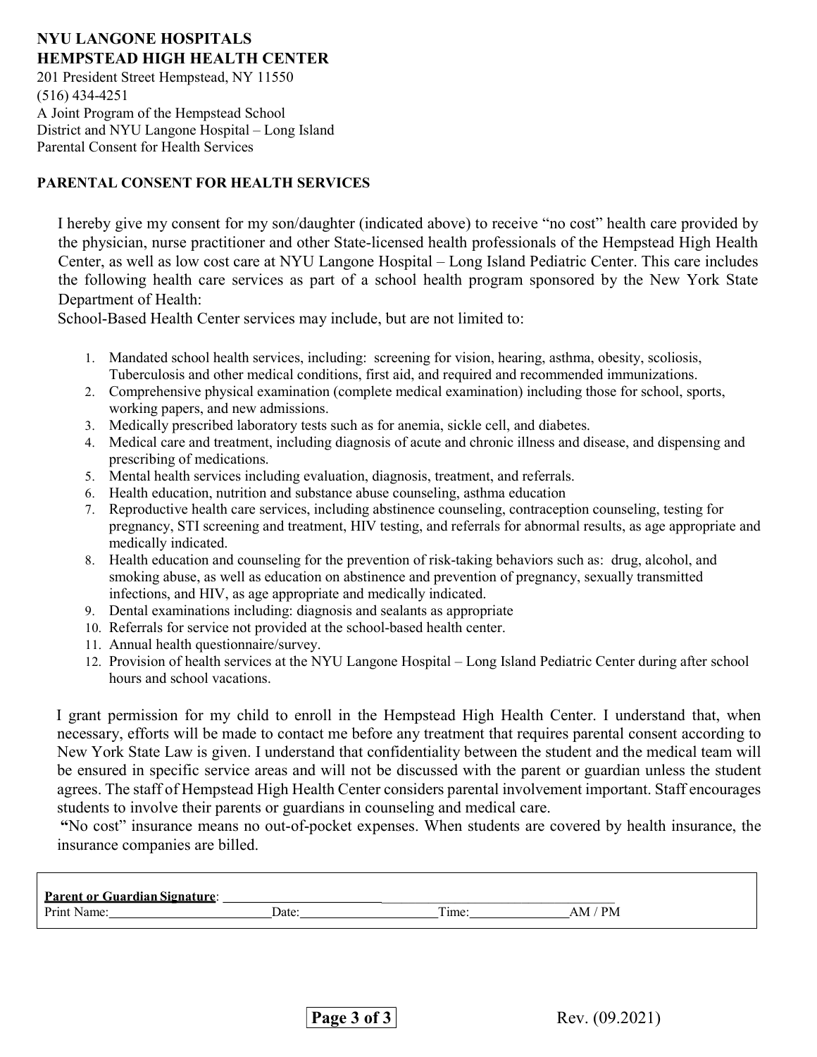**NYU LANGONE HOSPITALS**
**HEMPSTEAD HIGH HEALTH CENTER**
201 President Street Hempstead, NY 11550
(516) 434-4251
A Joint Program of the Hempstead School
District and NYU Langone Hospital – Long Island
Parental Consent for Health Services

## PARENTAL CONSENT FOR HEALTH SERVICES

I hereby give my consent for my son/daughter (indicated above) to receive "no cost" health care provided by the physician, nurse practitioner and other State-licensed health professionals of the Hempstead High Health Center, as well as low cost care at NYU Langone Hospital – Long Island Pediatric Center. This care includes the following health care services as part of a school health program sponsored by the New York State Department of Health:

School-Based Health Center services may include, but are not limited to:

1. Mandated school health services, including: screening for vision, hearing, asthma, obesity, scoliosis, Tuberculosis and other medical conditions, first aid, and required and recommended immunizations.
2. Comprehensive physical examination (complete medical examination) including those for school, sports, working papers, and new admissions.
3. Medically prescribed laboratory tests such as for anemia, sickle cell, and diabetes.
4. Medical care and treatment, including diagnosis of acute and chronic illness and disease, and dispensing and prescribing of medications.
5. Mental health services including evaluation, diagnosis, treatment, and referrals.
6. Health education, nutrition and substance abuse counseling, asthma education
7. Reproductive health care services, including abstinence counseling, contraception counseling, testing for pregnancy, STI screening and treatment, HIV testing, and referrals for abnormal results, as age appropriate and medically indicated.
8. Health education and counseling for the prevention of risk-taking behaviors such as: drug, alcohol, and smoking abuse, as well as education on abstinence and prevention of pregnancy, sexually transmitted infections, and HIV, as age appropriate and medically indicated.
9. Dental examinations including: diagnosis and sealants as appropriate
10. Referrals for service not provided at the school-based health center.
11. Annual health questionnaire/survey.
12. Provision of health services at the NYU Langone Hospital – Long Island Pediatric Center during after school hours and school vacations.

I grant permission for my child to enroll in the Hempstead High Health Center. I understand that, when necessary, efforts will be made to contact me before any treatment that requires parental consent according to New York State Law is given. I understand that confidentiality between the student and the medical team will be ensured in specific service areas and will not be discussed with the parent or guardian unless the student agrees. The staff of Hempstead High Health Center considers parental involvement important. Staff encourages students to involve their parents or guardians in counseling and medical care.

**"**No cost" insurance means no out-of-pocket expenses. When students are covered by health insurance, the insurance companies are billed.

**Parent or Guardian Signature**: ______________________________________________

Print Name:________________________ Date:____________________ Time:_______________ AM / PM

Rev. (09.2021)